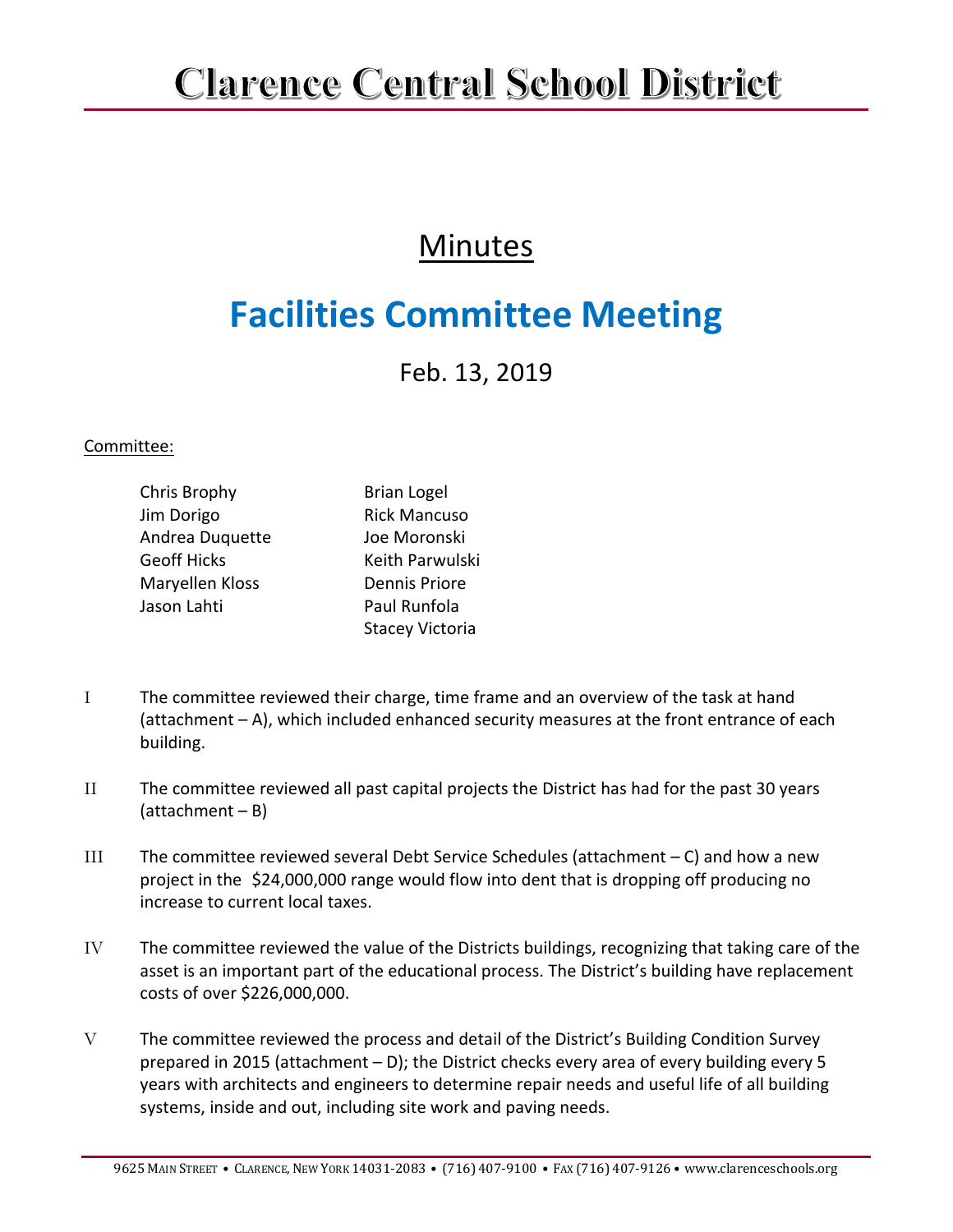# Clarence Central School District

## Minutes

# Facilities Committee Meeting

Feb. 13, 2019

Committee:

| | |
|---|---|
| Chris Brophy | Brian Logel |
| Jim Dorigo | Rick Mancuso |
| Andrea Duquette | Joe Moronski |
| Geoff Hicks | Keith Parwulski |
| Maryellen Kloss | Dennis Priore |
| Jason Lahti | Paul Runfola |
| | Stacey Victoria |

I The committee reviewed their charge, time frame and an overview of the task at hand (attachment – A), which included enhanced security measures at the front entrance of each building.

II The committee reviewed all past capital projects the District has had for the past 30 years (attachment – B)

III The committee reviewed several Debt Service Schedules (attachment – C) and how a new project in the $24,000,000 range would flow into dent that is dropping off producing no increase to current local taxes.

IV The committee reviewed the value of the Districts buildings, recognizing that taking care of the asset is an important part of the educational process. The District's building have replacement costs of over $226,000,000.

V The committee reviewed the process and detail of the District's Building Condition Survey prepared in 2015 (attachment – D); the District checks every area of every building every 5 years with architects and engineers to determine repair needs and useful life of all building systems, inside and out, including site work and paving needs.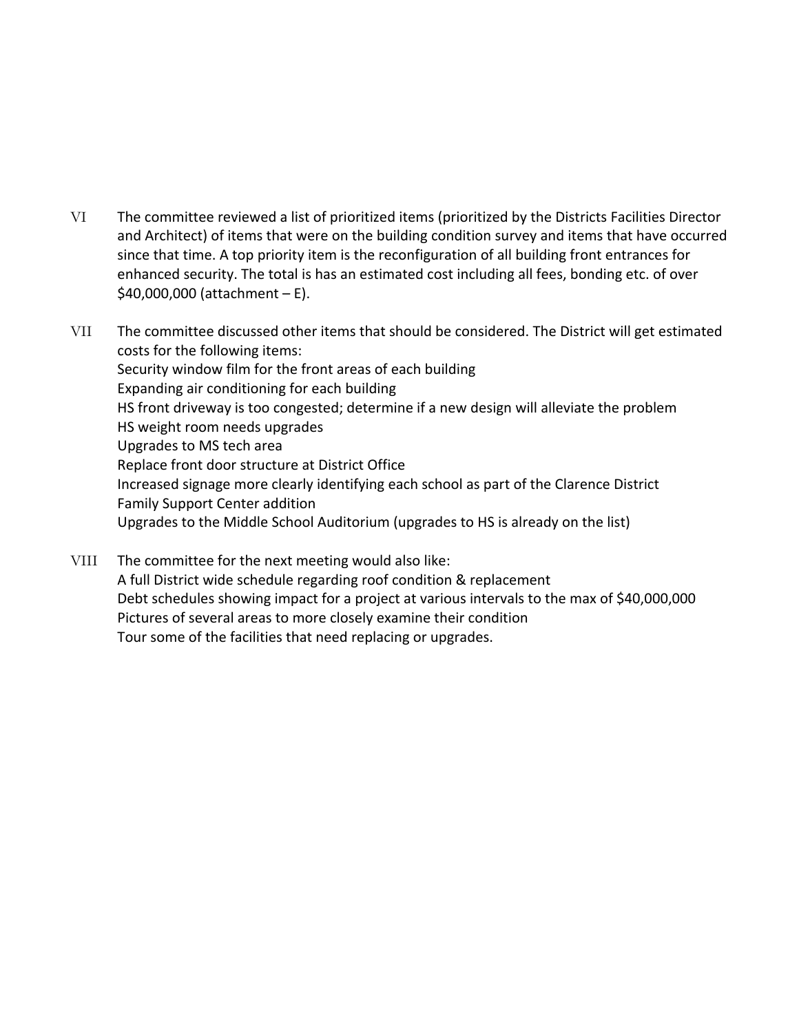VI The committee reviewed a list of prioritized items (prioritized by the Districts Facilities Director and Architect) of items that were on the building condition survey and items that have occurred since that time. A top priority item is the reconfiguration of all building front entrances for enhanced security. The total is has an estimated cost including all fees, bonding etc. of over $40,000,000 (attachment – E).

VII The committee discussed other items that should be considered. The District will get estimated costs for the following items:
Security window film for the front areas of each building
Expanding air conditioning for each building
HS front driveway is too congested; determine if a new design will alleviate the problem
HS weight room needs upgrades
Upgrades to MS tech area
Replace front door structure at District Office
Increased signage more clearly identifying each school as part of the Clarence District
Family Support Center addition
Upgrades to the Middle School Auditorium (upgrades to HS is already on the list)

VIII The committee for the next meeting would also like:
A full District wide schedule regarding roof condition & replacement
Debt schedules showing impact for a project at various intervals to the max of $40,000,000
Pictures of several areas to more closely examine their condition
Tour some of the facilities that need replacing or upgrades.